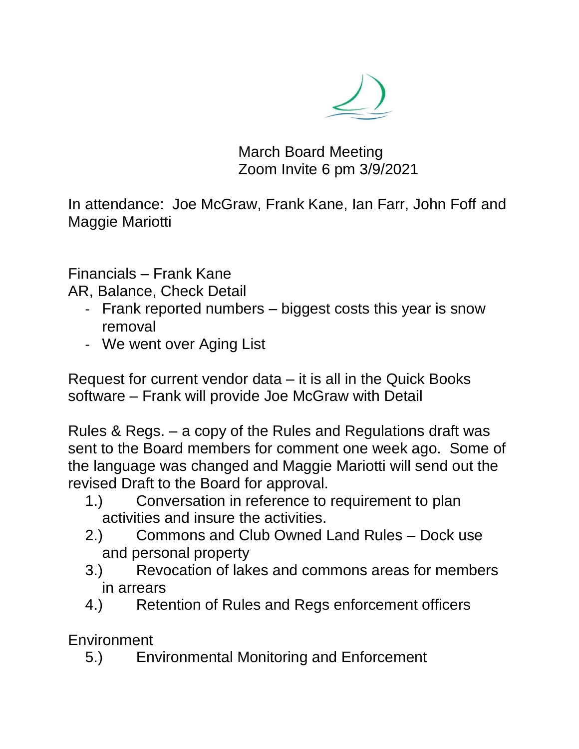# March Board Meeting

Zoom Invite 6 pm 3/9/2021

In attendance: Joe McGraw, Frank Kane, Ian Farr, John Foff and Maggie Mariotti

Financials – Frank Kane

AR, Balance, Check Detail

- Frank reported numbers – biggest costs this year is snow removal
- We went over Aging List

Request for current vendor data – it is all in the Quick Books software – Frank will provide Joe McGraw with Detail

Rules & Regs. – a copy of the Rules and Regulations draft was sent to the Board members for comment one week ago. Some of the language was changed and Maggie Mariotti will send out the revised Draft to the Board for approval.

1.) Conversation in reference to requirement to plan activities and insure the activities.
2.) Commons and Club Owned Land Rules – Dock use and personal property
3.) Revocation of lakes and commons areas for members in arrears
4.) Retention of Rules and Regs enforcement officers

Environment

5.) Environmental Monitoring and Enforcement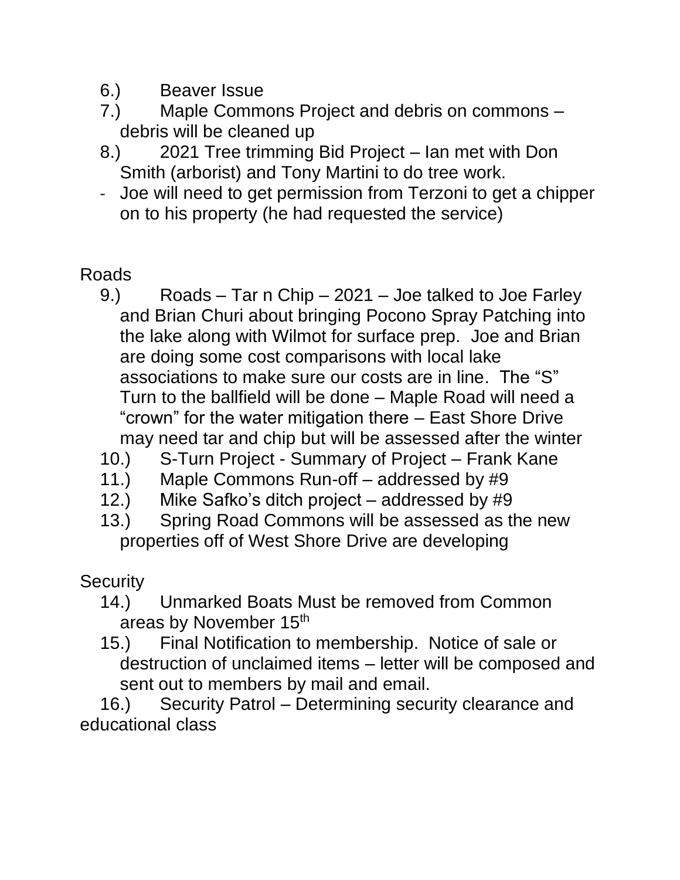6.) Beaver Issue

7.) Maple Commons Project and debris on commons – debris will be cleaned up

8.) 2021 Tree trimming Bid Project – Ian met with Don Smith (arborist) and Tony Martini to do tree work.

- Joe will need to get permission from Terzoni to get a chipper on to his property (he had requested the service)

Roads

9.) Roads – Tar n Chip – 2021 – Joe talked to Joe Farley and Brian Churi about bringing Pocono Spray Patching into the lake along with Wilmot for surface prep. Joe and Brian are doing some cost comparisons with local lake associations to make sure our costs are in line. The "S" Turn to the ballfield will be done – Maple Road will need a "crown" for the water mitigation there – East Shore Drive may need tar and chip but will be assessed after the winter

10.) S-Turn Project - Summary of Project – Frank Kane

11.) Maple Commons Run-off – addressed by #9

12.) Mike Safko's ditch project – addressed by #9

13.) Spring Road Commons will be assessed as the new properties off of West Shore Drive are developing

Security

14.) Unmarked Boats Must be removed from Common areas by November 15th

15.) Final Notification to membership. Notice of sale or destruction of unclaimed items – letter will be composed and sent out to members by mail and email.

16.) Security Patrol – Determining security clearance and educational class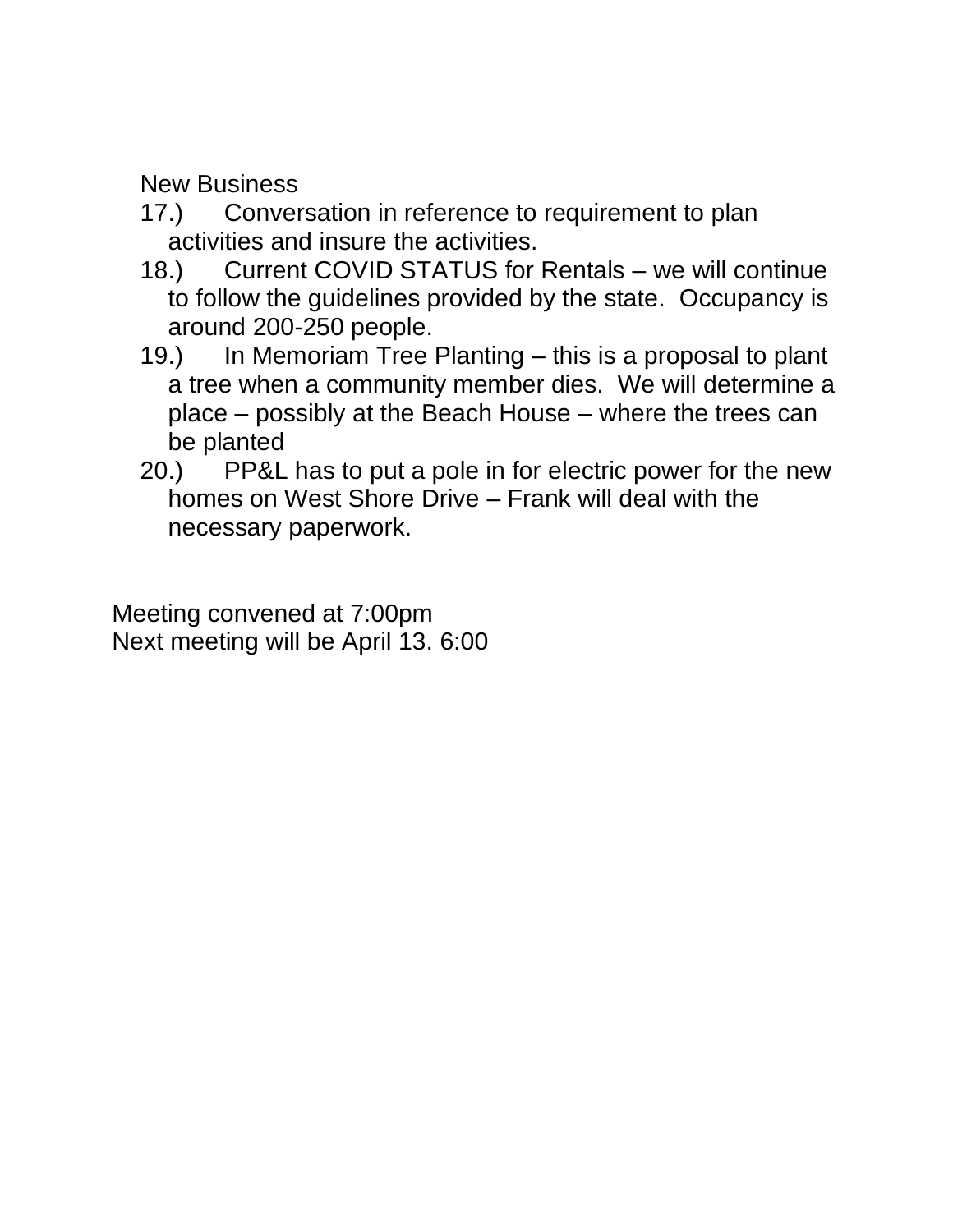New Business

17.) Conversation in reference to requirement to plan activities and insure the activities.

18.) Current COVID STATUS for Rentals – we will continue to follow the guidelines provided by the state. Occupancy is around 200-250 people.

19.) In Memoriam Tree Planting – this is a proposal to plant a tree when a community member dies. We will determine a place – possibly at the Beach House – where the trees can be planted

20.) PP&L has to put a pole in for electric power for the new homes on West Shore Drive – Frank will deal with the necessary paperwork.

Meeting convened at 7:00pm
Next meeting will be April 13. 6:00